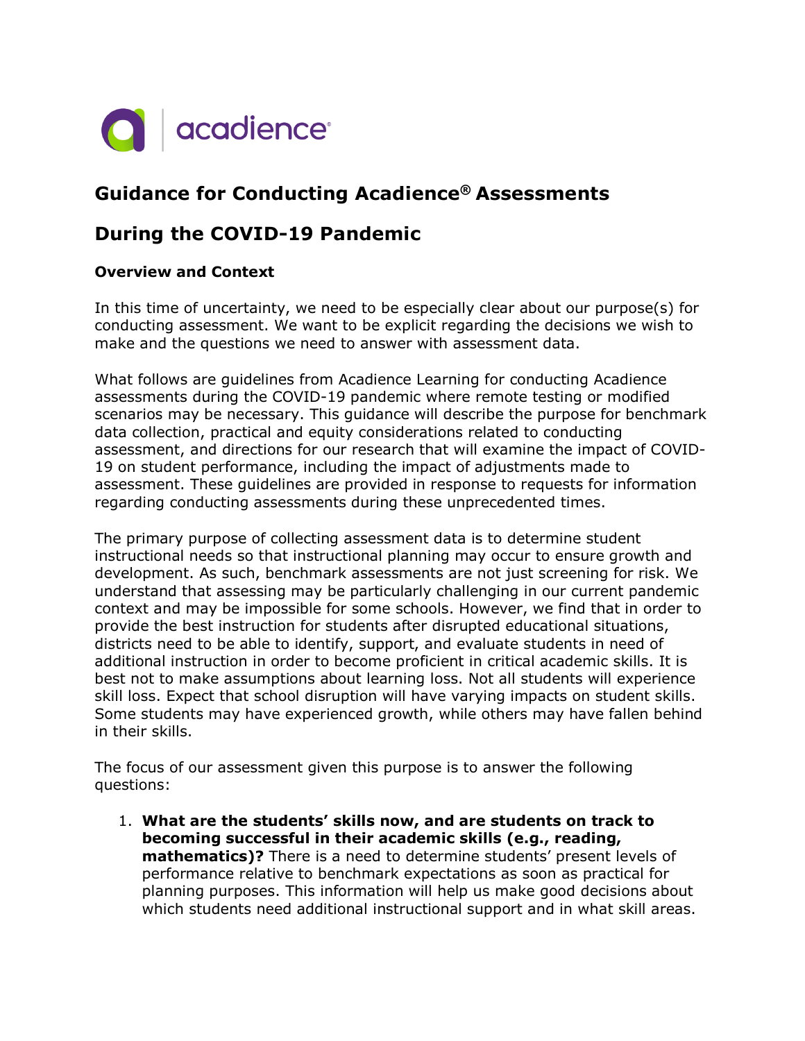acadience®

# Guidance for Conducting Acadience® Assessments

# During the COVID-19 Pandemic

### Overview and Context

In this time of uncertainty, we need to be especially clear about our purpose(s) for conducting assessment. We want to be explicit regarding the decisions we wish to make and the questions we need to answer with assessment data.

What follows are guidelines from Acadience Learning for conducting Acadience assessments during the COVID-19 pandemic where remote testing or modified scenarios may be necessary. This guidance will describe the purpose for benchmark data collection, practical and equity considerations related to conducting assessment, and directions for our research that will examine the impact of COVID-19 on student performance, including the impact of adjustments made to assessment. These guidelines are provided in response to requests for information regarding conducting assessments during these unprecedented times.

The primary purpose of collecting assessment data is to determine student instructional needs so that instructional planning may occur to ensure growth and development. As such, benchmark assessments are not just screening for risk. We understand that assessing may be particularly challenging in our current pandemic context and may be impossible for some schools. However, we find that in order to provide the best instruction for students after disrupted educational situations, districts need to be able to identify, support, and evaluate students in need of additional instruction in order to become proficient in critical academic skills. It is best not to make assumptions about learning loss. Not all students will experience skill loss. Expect that school disruption will have varying impacts on student skills. Some students may have experienced growth, while others may have fallen behind in their skills.

The focus of our assessment given this purpose is to answer the following questions:

1. **What are the students' skills now, and are students on track to becoming successful in their academic skills (e.g., reading, mathematics)?** There is a need to determine students' present levels of performance relative to benchmark expectations as soon as practical for planning purposes. This information will help us make good decisions about which students need additional instructional support and in what skill areas.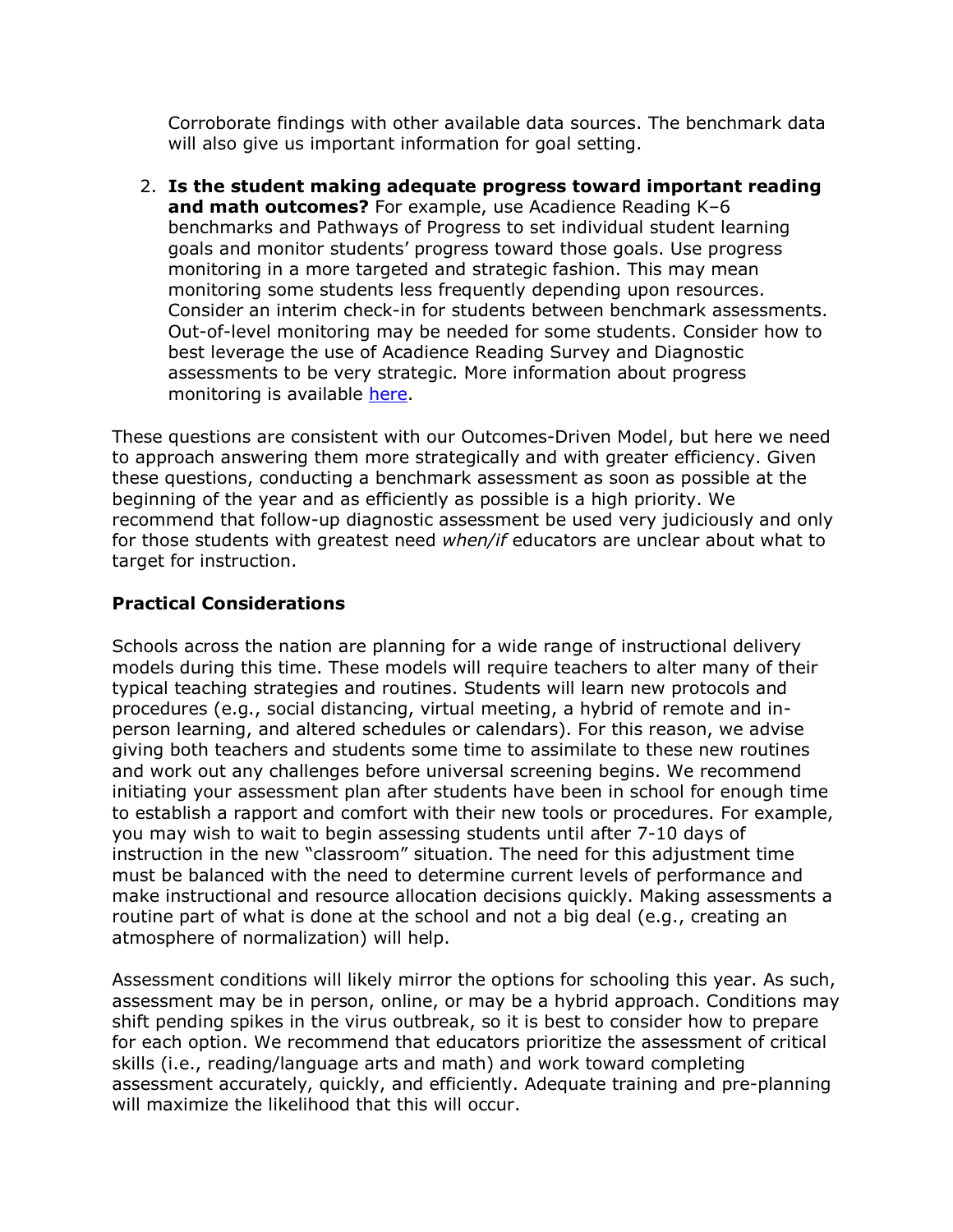Corroborate findings with other available data sources. The benchmark data will also give us important information for goal setting.

2. **Is the student making adequate progress toward important reading and math outcomes?** For example, use Acadience Reading K–6 benchmarks and Pathways of Progress to set individual student learning goals and monitor students' progress toward those goals. Use progress monitoring in a more targeted and strategic fashion. This may mean monitoring some students less frequently depending upon resources. Consider an interim check-in for students between benchmark assessments. Out-of-level monitoring may be needed for some students. Consider how to best leverage the use of Acadience Reading Survey and Diagnostic assessments to be very strategic. More information about progress monitoring is available here.

These questions are consistent with our Outcomes-Driven Model, but here we need to approach answering them more strategically and with greater efficiency. Given these questions, conducting a benchmark assessment as soon as possible at the beginning of the year and as efficiently as possible is a high priority. We recommend that follow-up diagnostic assessment be used very judiciously and only for those students with greatest need *when/if* educators are unclear about what to target for instruction.

### Practical Considerations

Schools across the nation are planning for a wide range of instructional delivery models during this time. These models will require teachers to alter many of their typical teaching strategies and routines. Students will learn new protocols and procedures (e.g., social distancing, virtual meeting, a hybrid of remote and in-person learning, and altered schedules or calendars). For this reason, we advise giving both teachers and students some time to assimilate to these new routines and work out any challenges before universal screening begins. We recommend initiating your assessment plan after students have been in school for enough time to establish a rapport and comfort with their new tools or procedures. For example, you may wish to wait to begin assessing students until after 7-10 days of instruction in the new "classroom" situation. The need for this adjustment time must be balanced with the need to determine current levels of performance and make instructional and resource allocation decisions quickly. Making assessments a routine part of what is done at the school and not a big deal (e.g., creating an atmosphere of normalization) will help.

Assessment conditions will likely mirror the options for schooling this year. As such, assessment may be in person, online, or may be a hybrid approach. Conditions may shift pending spikes in the virus outbreak, so it is best to consider how to prepare for each option. We recommend that educators prioritize the assessment of critical skills (i.e., reading/language arts and math) and work toward completing assessment accurately, quickly, and efficiently. Adequate training and pre-planning will maximize the likelihood that this will occur.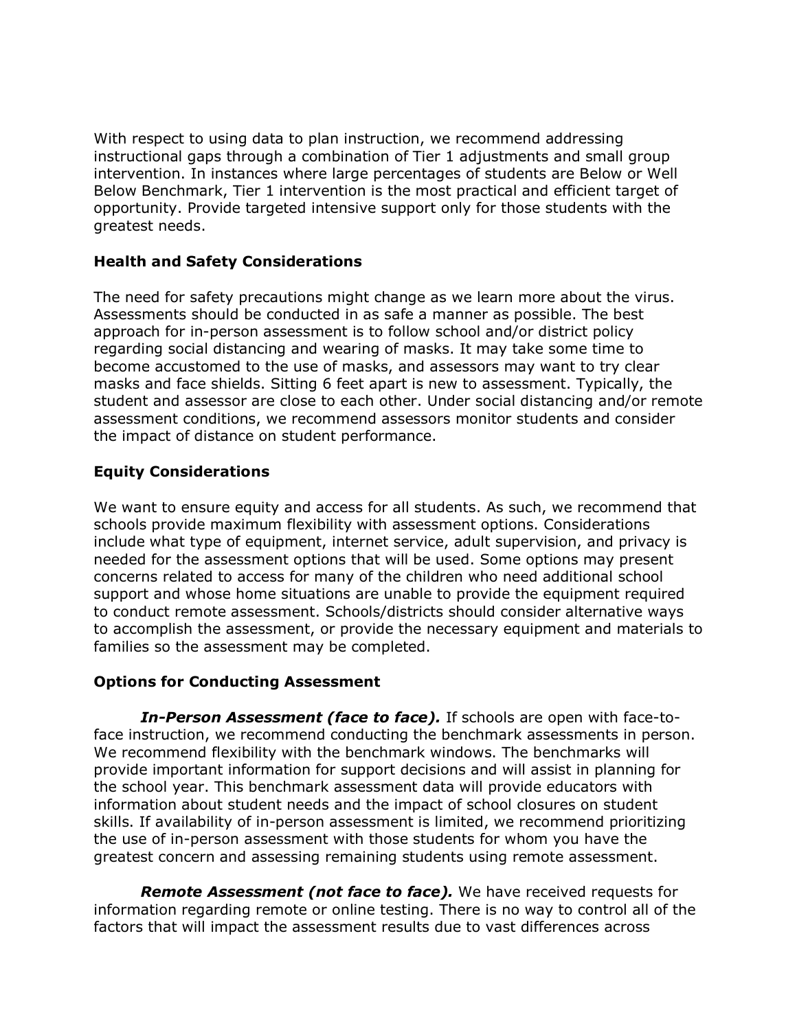With respect to using data to plan instruction, we recommend addressing instructional gaps through a combination of Tier 1 adjustments and small group intervention. In instances where large percentages of students are Below or Well Below Benchmark, Tier 1 intervention is the most practical and efficient target of opportunity. Provide targeted intensive support only for those students with the greatest needs.

**Health and Safety Considerations**

The need for safety precautions might change as we learn more about the virus. Assessments should be conducted in as safe a manner as possible. The best approach for in-person assessment is to follow school and/or district policy regarding social distancing and wearing of masks. It may take some time to become accustomed to the use of masks, and assessors may want to try clear masks and face shields. Sitting 6 feet apart is new to assessment. Typically, the student and assessor are close to each other. Under social distancing and/or remote assessment conditions, we recommend assessors monitor students and consider the impact of distance on student performance.

**Equity Considerations**

We want to ensure equity and access for all students. As such, we recommend that schools provide maximum flexibility with assessment options. Considerations include what type of equipment, internet service, adult supervision, and privacy is needed for the assessment options that will be used. Some options may present concerns related to access for many of the children who need additional school support and whose home situations are unable to provide the equipment required to conduct remote assessment. Schools/districts should consider alternative ways to accomplish the assessment, or provide the necessary equipment and materials to families so the assessment may be completed.

**Options for Conducting Assessment**

***In-Person Assessment (face to face).*** If schools are open with face-to-face instruction, we recommend conducting the benchmark assessments in person. We recommend flexibility with the benchmark windows. The benchmarks will provide important information for support decisions and will assist in planning for the school year. This benchmark assessment data will provide educators with information about student needs and the impact of school closures on student skills. If availability of in-person assessment is limited, we recommend prioritizing the use of in-person assessment with those students for whom you have the greatest concern and assessing remaining students using remote assessment.

***Remote Assessment (not face to face).*** We have received requests for information regarding remote or online testing. There is no way to control all of the factors that will impact the assessment results due to vast differences across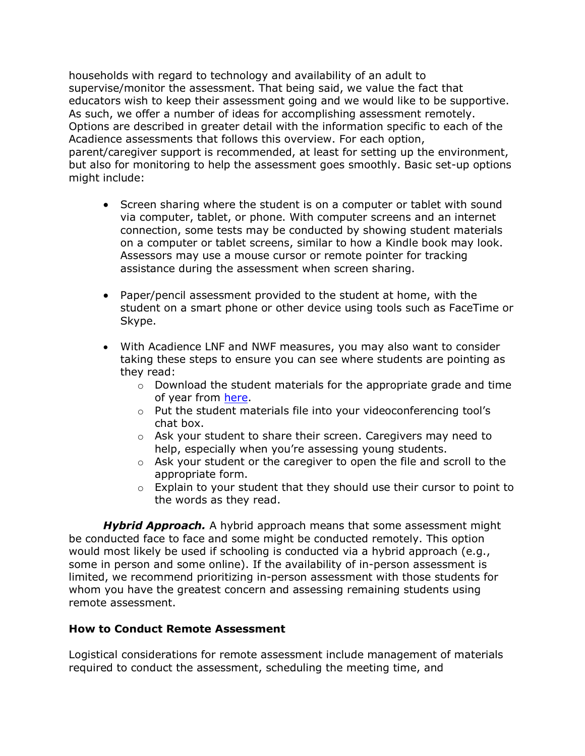households with regard to technology and availability of an adult to supervise/monitor the assessment. That being said, we value the fact that educators wish to keep their assessment going and we would like to be supportive. As such, we offer a number of ideas for accomplishing assessment remotely. Options are described in greater detail with the information specific to each of the Acadience assessments that follows this overview. For each option, parent/caregiver support is recommended, at least for setting up the environment, but also for monitoring to help the assessment goes smoothly. Basic set-up options might include:

- Screen sharing where the student is on a computer or tablet with sound via computer, tablet, or phone. With computer screens and an internet connection, some tests may be conducted by showing student materials on a computer or tablet screens, similar to how a Kindle book may look. Assessors may use a mouse cursor or remote pointer for tracking assistance during the assessment when screen sharing.

- Paper/pencil assessment provided to the student at home, with the student on a smart phone or other device using tools such as FaceTime or Skype.

- With Acadience LNF and NWF measures, you may also want to consider taking these steps to ensure you can see where students are pointing as they read:
  - Download the student materials for the appropriate grade and time of year from here.
  - Put the student materials file into your videoconferencing tool's chat box.
  - Ask your student to share their screen. Caregivers may need to help, especially when you're assessing young students.
  - Ask your student or the caregiver to open the file and scroll to the appropriate form.
  - Explain to your student that they should use their cursor to point to the words as they read.

***Hybrid Approach.*** A hybrid approach means that some assessment might be conducted face to face and some might be conducted remotely. This option would most likely be used if schooling is conducted via a hybrid approach (e.g., some in person and some online). If the availability of in-person assessment is limited, we recommend prioritizing in-person assessment with those students for whom you have the greatest concern and assessing remaining students using remote assessment.

**How to Conduct Remote Assessment**

Logistical considerations for remote assessment include management of materials required to conduct the assessment, scheduling the meeting time, and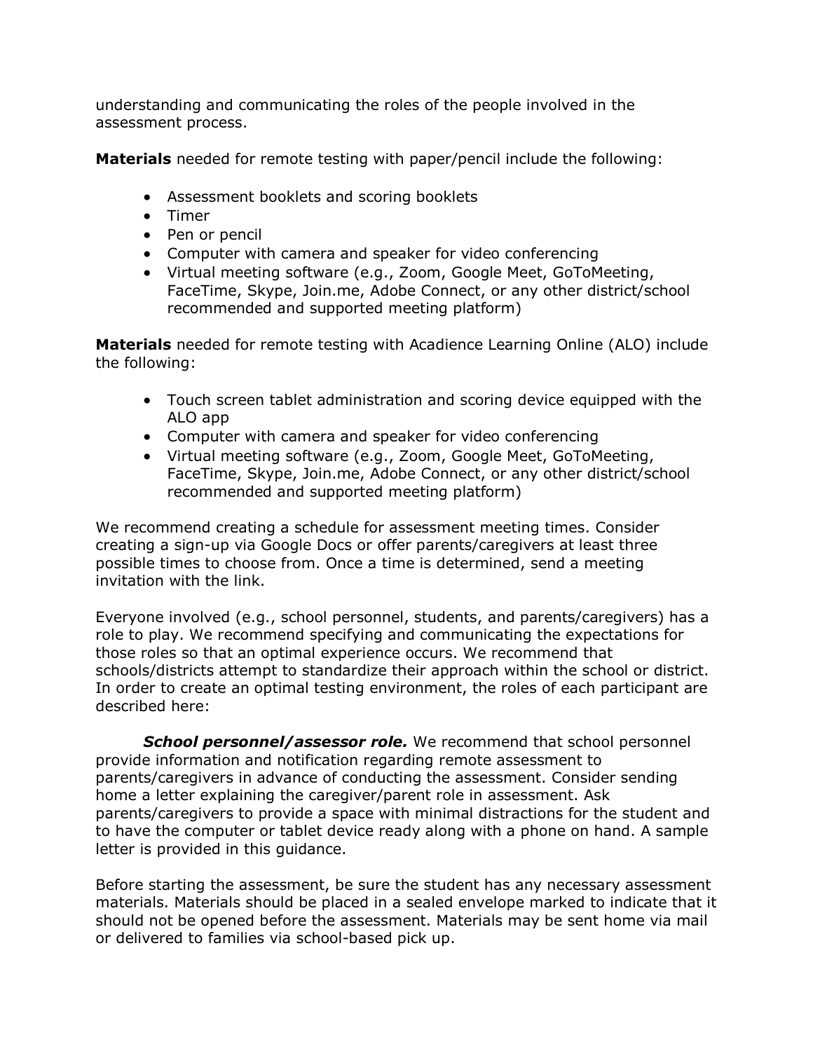understanding and communicating the roles of the people involved in the assessment process.

**Materials** needed for remote testing with paper/pencil include the following:

- Assessment booklets and scoring booklets
- Timer
- Pen or pencil
- Computer with camera and speaker for video conferencing
- Virtual meeting software (e.g., Zoom, Google Meet, GoToMeeting, FaceTime, Skype, Join.me, Adobe Connect, or any other district/school recommended and supported meeting platform)

**Materials** needed for remote testing with Acadience Learning Online (ALO) include the following:

- Touch screen tablet administration and scoring device equipped with the ALO app
- Computer with camera and speaker for video conferencing
- Virtual meeting software (e.g., Zoom, Google Meet, GoToMeeting, FaceTime, Skype, Join.me, Adobe Connect, or any other district/school recommended and supported meeting platform)

We recommend creating a schedule for assessment meeting times. Consider creating a sign-up via Google Docs or offer parents/caregivers at least three possible times to choose from. Once a time is determined, send a meeting invitation with the link.

Everyone involved (e.g., school personnel, students, and parents/caregivers) has a role to play. We recommend specifying and communicating the expectations for those roles so that an optimal experience occurs. We recommend that schools/districts attempt to standardize their approach within the school or district. In order to create an optimal testing environment, the roles of each participant are described here:

***School personnel/assessor role.*** We recommend that school personnel provide information and notification regarding remote assessment to parents/caregivers in advance of conducting the assessment. Consider sending home a letter explaining the caregiver/parent role in assessment. Ask parents/caregivers to provide a space with minimal distractions for the student and to have the computer or tablet device ready along with a phone on hand. A sample letter is provided in this guidance.

Before starting the assessment, be sure the student has any necessary assessment materials. Materials should be placed in a sealed envelope marked to indicate that it should not be opened before the assessment. Materials may be sent home via mail or delivered to families via school-based pick up.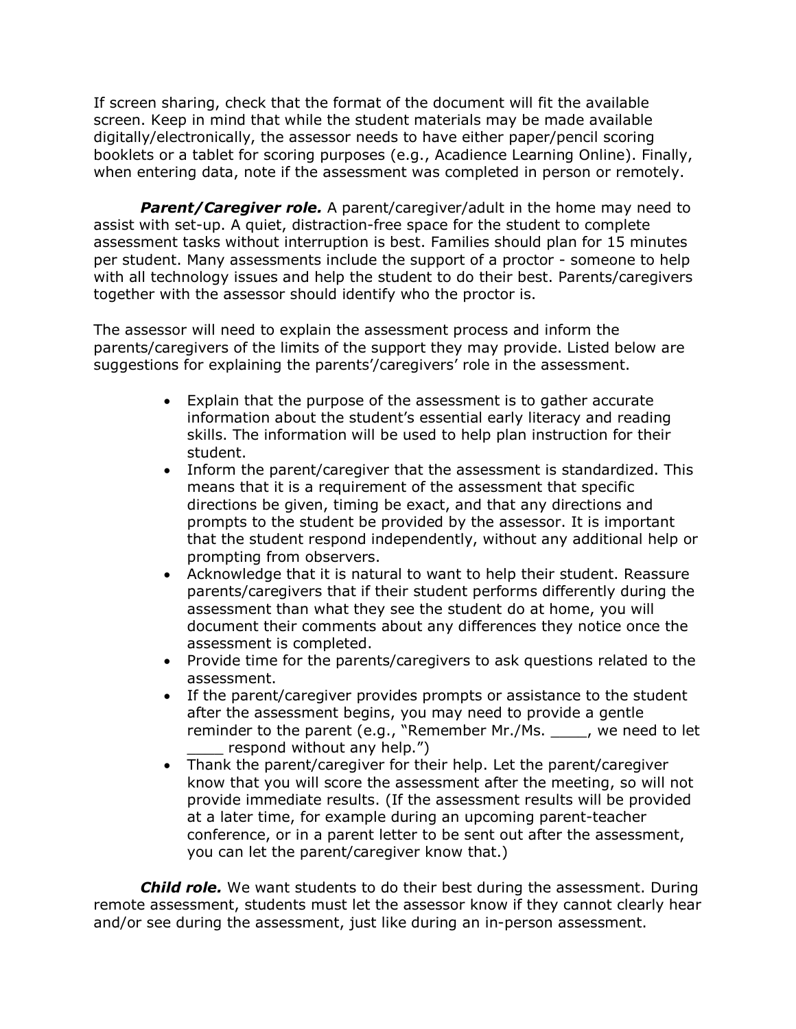If screen sharing, check that the format of the document will fit the available screen. Keep in mind that while the student materials may be made available digitally/electronically, the assessor needs to have either paper/pencil scoring booklets or a tablet for scoring purposes (e.g., Acadience Learning Online). Finally, when entering data, note if the assessment was completed in person or remotely.

***Parent/Caregiver role.*** A parent/caregiver/adult in the home may need to assist with set-up. A quiet, distraction-free space for the student to complete assessment tasks without interruption is best. Families should plan for 15 minutes per student. Many assessments include the support of a proctor - someone to help with all technology issues and help the student to do their best. Parents/caregivers together with the assessor should identify who the proctor is.

The assessor will need to explain the assessment process and inform the parents/caregivers of the limits of the support they may provide. Listed below are suggestions for explaining the parents'/caregivers' role in the assessment.

- Explain that the purpose of the assessment is to gather accurate information about the student's essential early literacy and reading skills. The information will be used to help plan instruction for their student.
- Inform the parent/caregiver that the assessment is standardized. This means that it is a requirement of the assessment that specific directions be given, timing be exact, and that any directions and prompts to the student be provided by the assessor. It is important that the student respond independently, without any additional help or prompting from observers.
- Acknowledge that it is natural to want to help their student. Reassure parents/caregivers that if their student performs differently during the assessment than what they see the student do at home, you will document their comments about any differences they notice once the assessment is completed.
- Provide time for the parents/caregivers to ask questions related to the assessment.
- If the parent/caregiver provides prompts or assistance to the student after the assessment begins, you may need to provide a gentle reminder to the parent (e.g., "Remember Mr./Ms. ____, we need to let ____ respond without any help.")
- Thank the parent/caregiver for their help. Let the parent/caregiver know that you will score the assessment after the meeting, so will not provide immediate results. (If the assessment results will be provided at a later time, for example during an upcoming parent-teacher conference, or in a parent letter to be sent out after the assessment, you can let the parent/caregiver know that.)

***Child role.*** We want students to do their best during the assessment. During remote assessment, students must let the assessor know if they cannot clearly hear and/or see during the assessment, just like during an in-person assessment.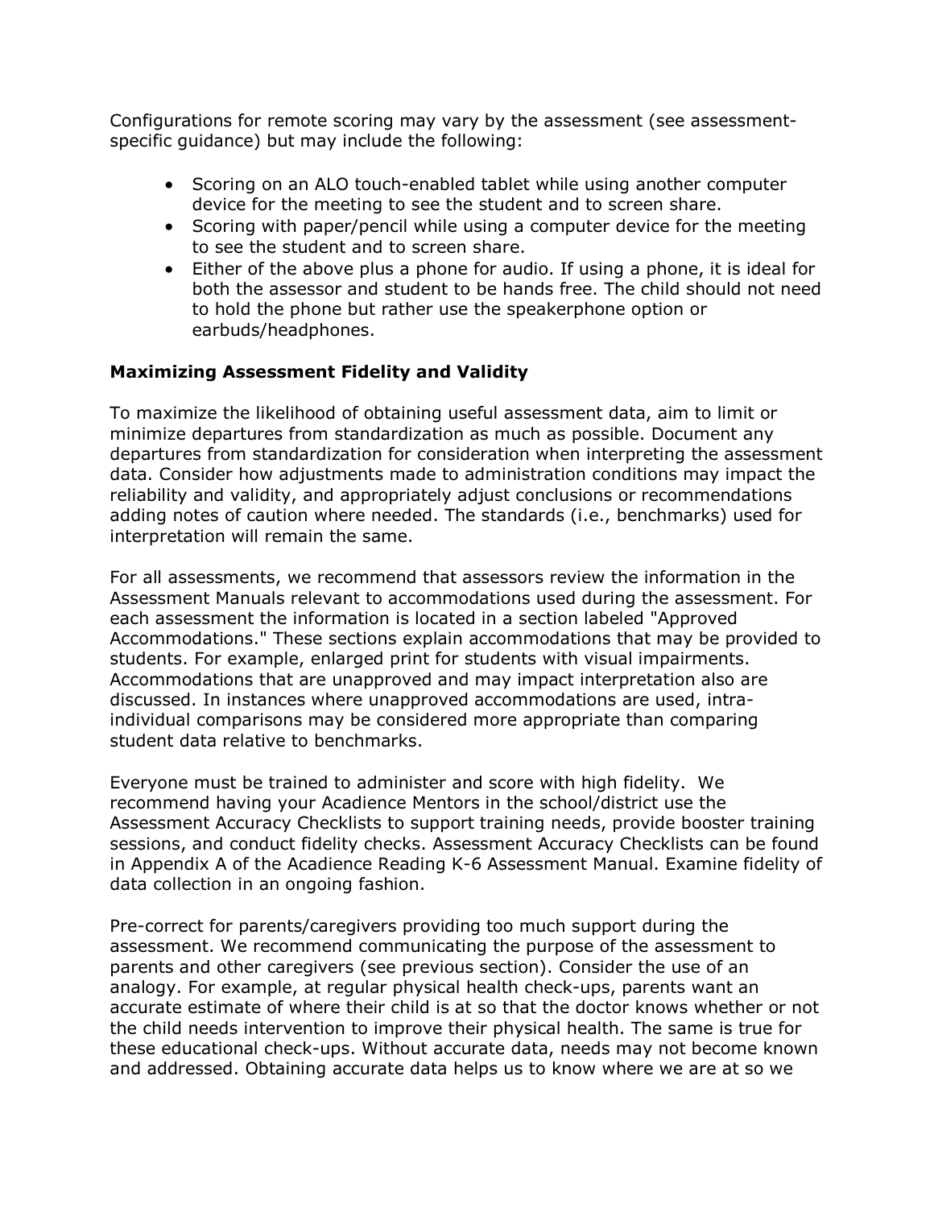Configurations for remote scoring may vary by the assessment (see assessment-specific guidance) but may include the following:

- Scoring on an ALO touch-enabled tablet while using another computer device for the meeting to see the student and to screen share.
- Scoring with paper/pencil while using a computer device for the meeting to see the student and to screen share.
- Either of the above plus a phone for audio. If using a phone, it is ideal for both the assessor and student to be hands free. The child should not need to hold the phone but rather use the speakerphone option or earbuds/headphones.

**Maximizing Assessment Fidelity and Validity**

To maximize the likelihood of obtaining useful assessment data, aim to limit or minimize departures from standardization as much as possible. Document any departures from standardization for consideration when interpreting the assessment data. Consider how adjustments made to administration conditions may impact the reliability and validity, and appropriately adjust conclusions or recommendations adding notes of caution where needed. The standards (i.e., benchmarks) used for interpretation will remain the same.

For all assessments, we recommend that assessors review the information in the Assessment Manuals relevant to accommodations used during the assessment. For each assessment the information is located in a section labeled "Approved Accommodations." These sections explain accommodations that may be provided to students. For example, enlarged print for students with visual impairments. Accommodations that are unapproved and may impact interpretation also are discussed. In instances where unapproved accommodations are used, intra-individual comparisons may be considered more appropriate than comparing student data relative to benchmarks.

Everyone must be trained to administer and score with high fidelity. We recommend having your Acadience Mentors in the school/district use the Assessment Accuracy Checklists to support training needs, provide booster training sessions, and conduct fidelity checks. Assessment Accuracy Checklists can be found in Appendix A of the Acadience Reading K-6 Assessment Manual. Examine fidelity of data collection in an ongoing fashion.

Pre-correct for parents/caregivers providing too much support during the assessment. We recommend communicating the purpose of the assessment to parents and other caregivers (see previous section). Consider the use of an analogy. For example, at regular physical health check-ups, parents want an accurate estimate of where their child is at so that the doctor knows whether or not the child needs intervention to improve their physical health. The same is true for these educational check-ups. Without accurate data, needs may not become known and addressed. Obtaining accurate data helps us to know where we are at so we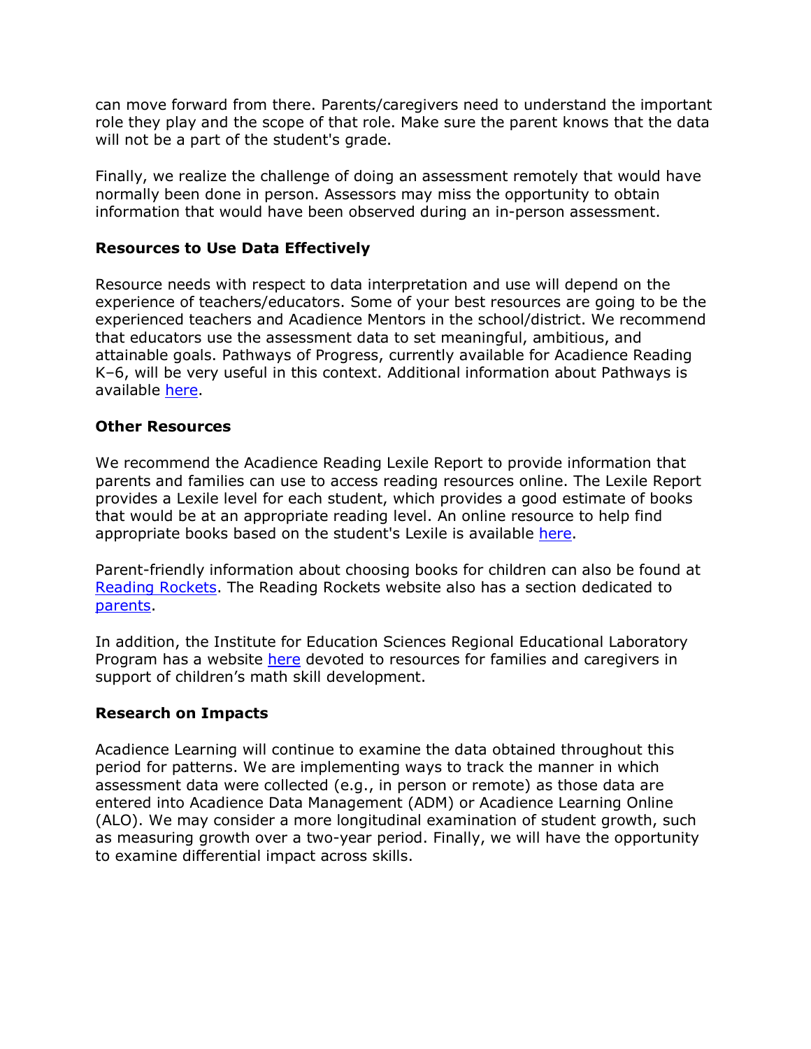can move forward from there. Parents/caregivers need to understand the important role they play and the scope of that role. Make sure the parent knows that the data will not be a part of the student's grade.

Finally, we realize the challenge of doing an assessment remotely that would have normally been done in person. Assessors may miss the opportunity to obtain information that would have been observed during an in-person assessment.

**Resources to Use Data Effectively**

Resource needs with respect to data interpretation and use will depend on the experience of teachers/educators. Some of your best resources are going to be the experienced teachers and Acadience Mentors in the school/district. We recommend that educators use the assessment data to set meaningful, ambitious, and attainable goals. Pathways of Progress, currently available for Acadience Reading K–6, will be very useful in this context. Additional information about Pathways is available here.

**Other Resources**

We recommend the Acadience Reading Lexile Report to provide information that parents and families can use to access reading resources online. The Lexile Report provides a Lexile level for each student, which provides a good estimate of books that would be at an appropriate reading level. An online resource to help find appropriate books based on the student's Lexile is available here.

Parent-friendly information about choosing books for children can also be found at Reading Rockets. The Reading Rockets website also has a section dedicated to parents.

In addition, the Institute for Education Sciences Regional Educational Laboratory Program has a website here devoted to resources for families and caregivers in support of children's math skill development.

**Research on Impacts**

Acadience Learning will continue to examine the data obtained throughout this period for patterns. We are implementing ways to track the manner in which assessment data were collected (e.g., in person or remote) as those data are entered into Acadience Data Management (ADM) or Acadience Learning Online (ALO). We may consider a more longitudinal examination of student growth, such as measuring growth over a two-year period. Finally, we will have the opportunity to examine differential impact across skills.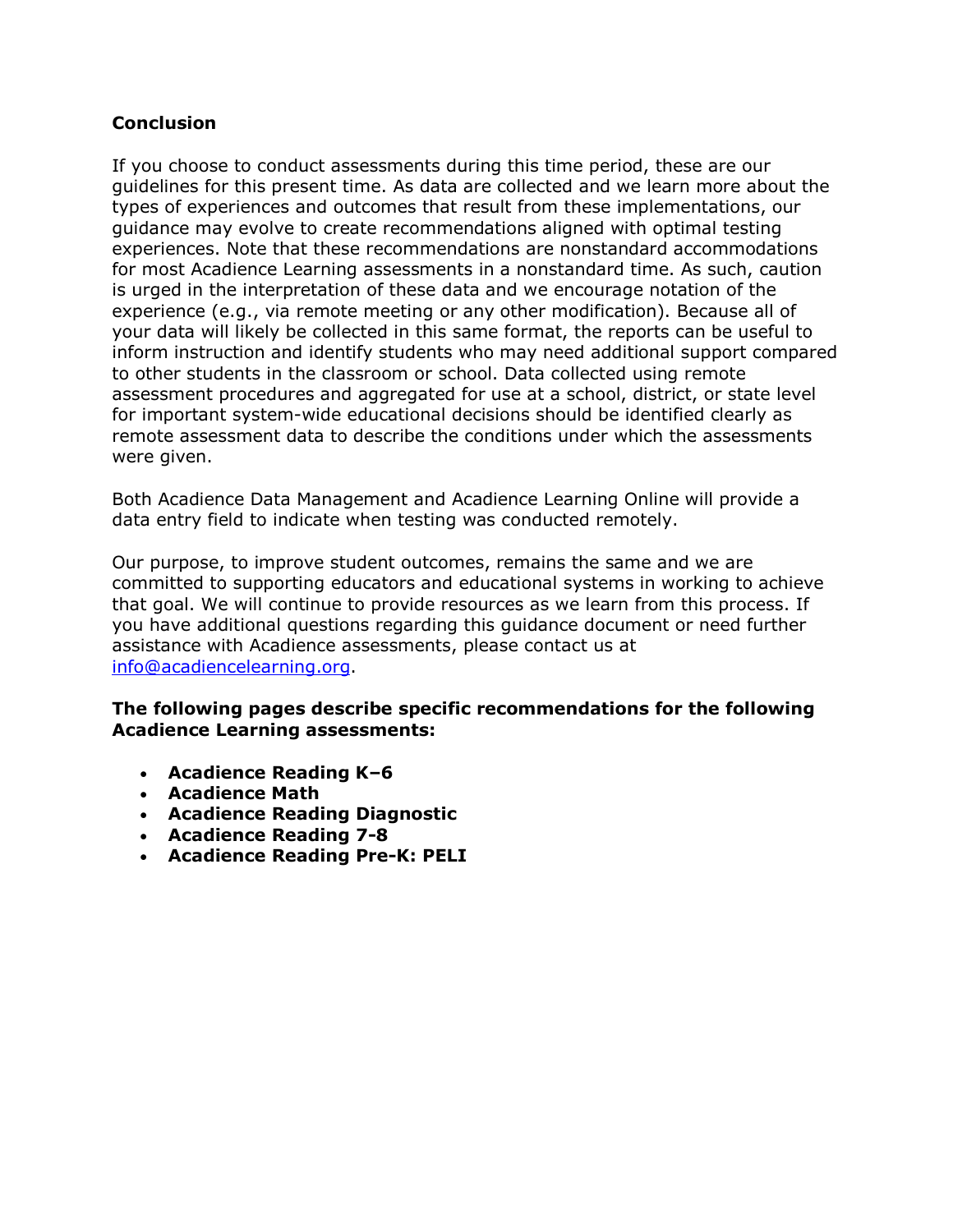## Conclusion

If you choose to conduct assessments during this time period, these are our guidelines for this present time. As data are collected and we learn more about the types of experiences and outcomes that result from these implementations, our guidance may evolve to create recommendations aligned with optimal testing experiences. Note that these recommendations are nonstandard accommodations for most Acadience Learning assessments in a nonstandard time. As such, caution is urged in the interpretation of these data and we encourage notation of the experience (e.g., via remote meeting or any other modification). Because all of your data will likely be collected in this same format, the reports can be useful to inform instruction and identify students who may need additional support compared to other students in the classroom or school. Data collected using remote assessment procedures and aggregated for use at a school, district, or state level for important system-wide educational decisions should be identified clearly as remote assessment data to describe the conditions under which the assessments were given.

Both Acadience Data Management and Acadience Learning Online will provide a data entry field to indicate when testing was conducted remotely.

Our purpose, to improve student outcomes, remains the same and we are committed to supporting educators and educational systems in working to achieve that goal. We will continue to provide resources as we learn from this process. If you have additional questions regarding this guidance document or need further assistance with Acadience assessments, please contact us at info@acadiencelearning.org.

**The following pages describe specific recommendations for the following Acadience Learning assessments:**

- **Acadience Reading K–6**
- **Acadience Math**
- **Acadience Reading Diagnostic**
- **Acadience Reading 7-8**
- **Acadience Reading Pre-K: PELI**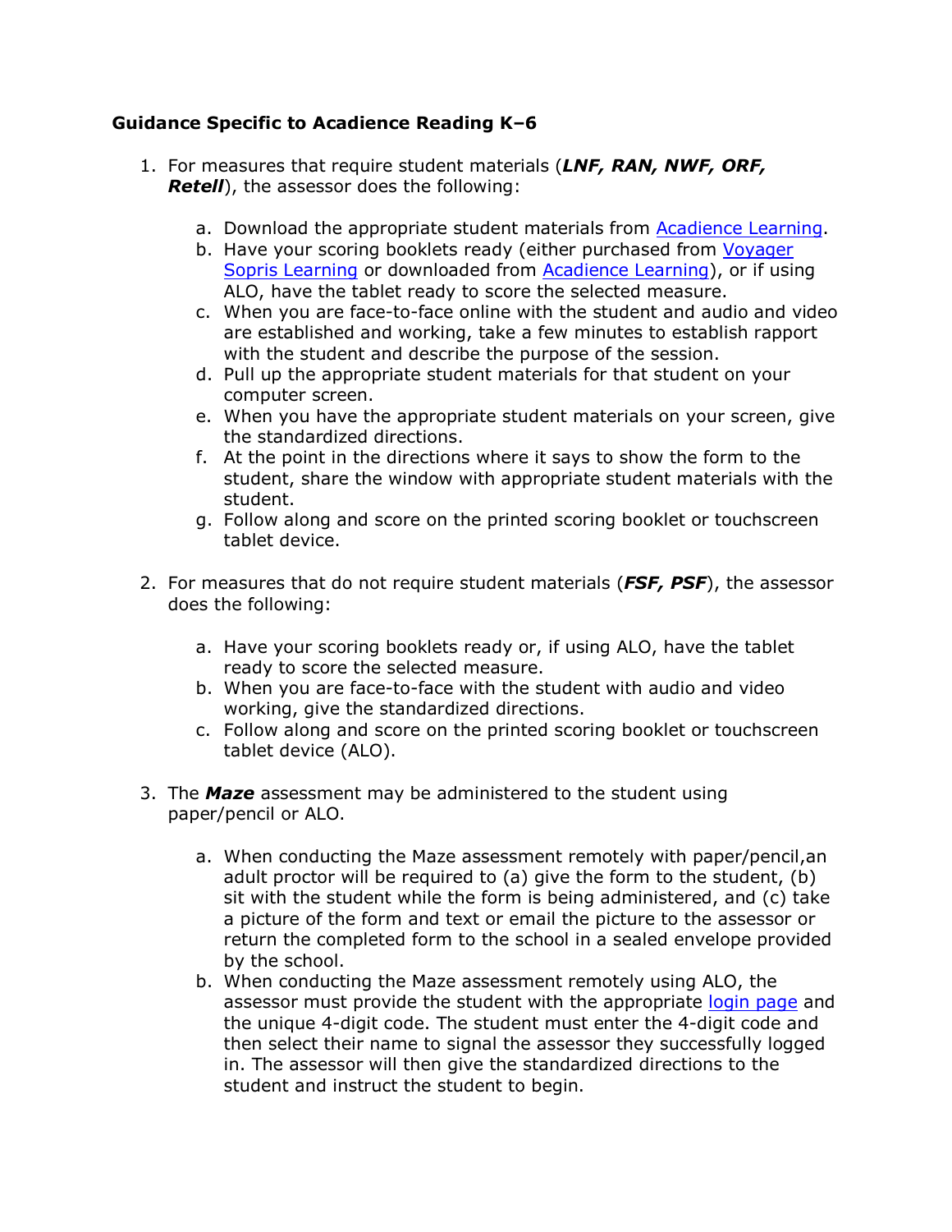**Guidance Specific to Acadience Reading K–6**

1. For measures that require student materials (***LNF, RAN, NWF, ORF, Retell***), the assessor does the following:

    a. Download the appropriate student materials from Acadience Learning.
    b. Have your scoring booklets ready (either purchased from Voyager Sopris Learning or downloaded from Acadience Learning), or if using ALO, have the tablet ready to score the selected measure.
    c. When you are face-to-face online with the student and audio and video are established and working, take a few minutes to establish rapport with the student and describe the purpose of the session.
    d. Pull up the appropriate student materials for that student on your computer screen.
    e. When you have the appropriate student materials on your screen, give the standardized directions.
    f. At the point in the directions where it says to show the form to the student, share the window with appropriate student materials with the student.
    g. Follow along and score on the printed scoring booklet or touchscreen tablet device.

2. For measures that do not require student materials (***FSF, PSF***), the assessor does the following:

    a. Have your scoring booklets ready or, if using ALO, have the tablet ready to score the selected measure.
    b. When you are face-to-face with the student with audio and video working, give the standardized directions.
    c. Follow along and score on the printed scoring booklet or touchscreen tablet device (ALO).

3. The ***Maze*** assessment may be administered to the student using paper/pencil or ALO.

    a. When conducting the Maze assessment remotely with paper/pencil,an adult proctor will be required to (a) give the form to the student, (b) sit with the student while the form is being administered, and (c) take a picture of the form and text or email the picture to the assessor or return the completed form to the school in a sealed envelope provided by the school.
    b. When conducting the Maze assessment remotely using ALO, the assessor must provide the student with the appropriate login page and the unique 4-digit code. The student must enter the 4-digit code and then select their name to signal the assessor they successfully logged in. The assessor will then give the standardized directions to the student and instruct the student to begin.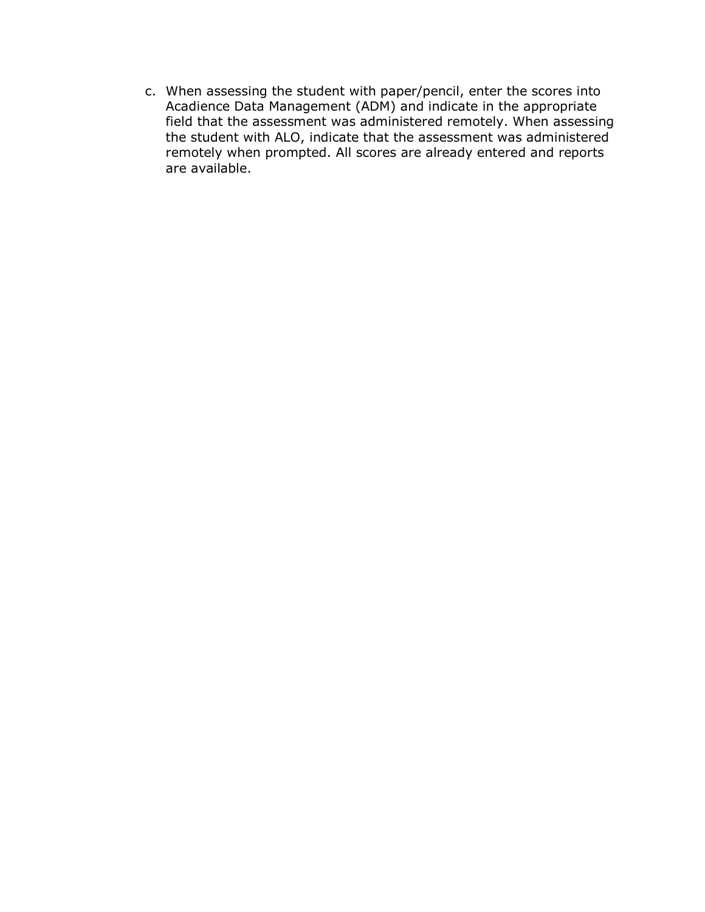c. When assessing the student with paper/pencil, enter the scores into Acadience Data Management (ADM) and indicate in the appropriate field that the assessment was administered remotely. When assessing the student with ALO, indicate that the assessment was administered remotely when prompted. All scores are already entered and reports are available.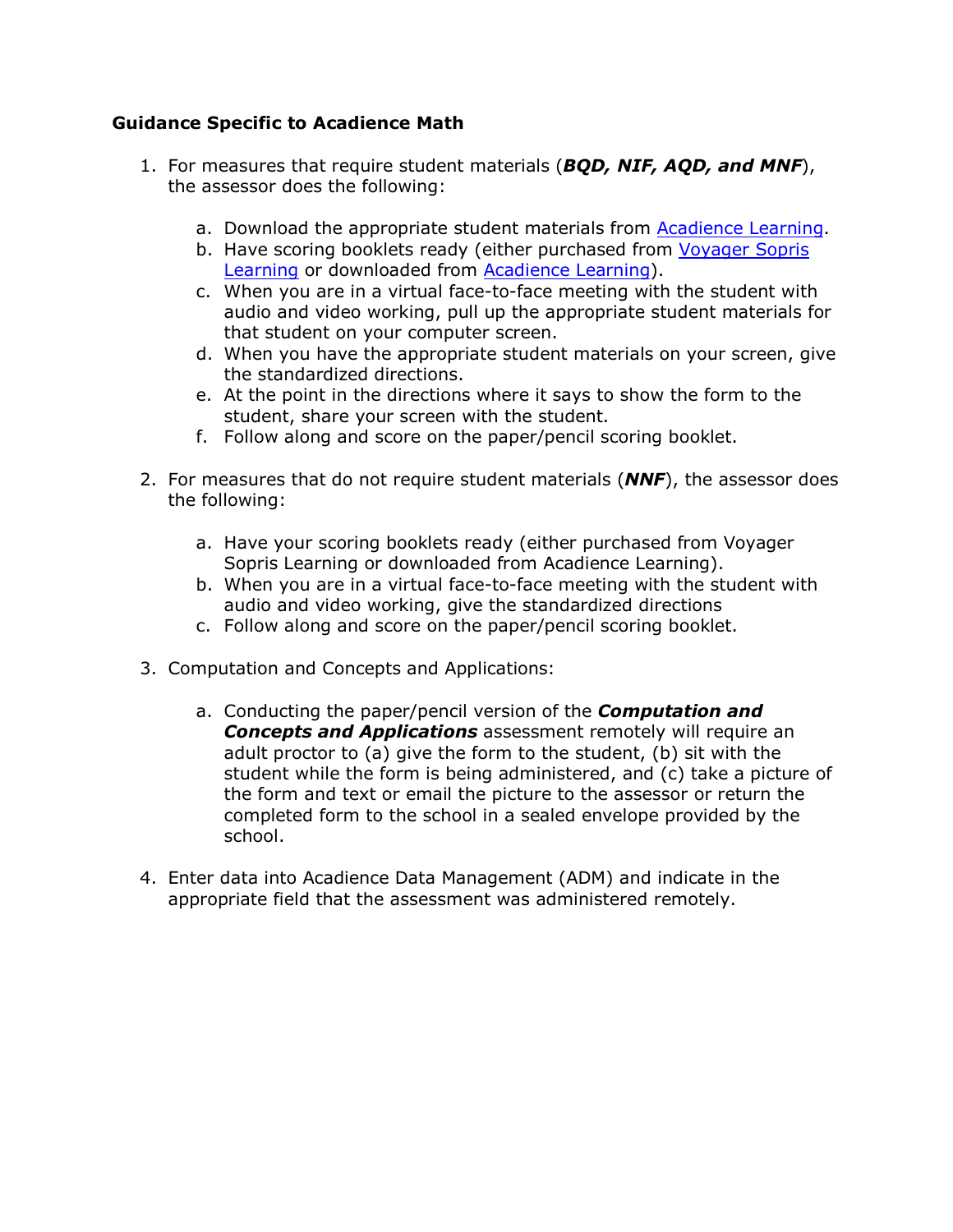### Guidance Specific to Acadience Math

1. For measures that require student materials (***BQD, NIF, AQD, and MNF***), the assessor does the following:

   a. Download the appropriate student materials from [Acadience Learning](#).
   b. Have scoring booklets ready (either purchased from [Voyager Sopris Learning](#) or downloaded from [Acadience Learning](#)).
   c. When you are in a virtual face-to-face meeting with the student with audio and video working, pull up the appropriate student materials for that student on your computer screen.
   d. When you have the appropriate student materials on your screen, give the standardized directions.
   e. At the point in the directions where it says to show the form to the student, share your screen with the student.
   f. Follow along and score on the paper/pencil scoring booklet.

2. For measures that do not require student materials (***NNF***), the assessor does the following:

   a. Have your scoring booklets ready (either purchased from Voyager Sopris Learning or downloaded from Acadience Learning).
   b. When you are in a virtual face-to-face meeting with the student with audio and video working, give the standardized directions
   c. Follow along and score on the paper/pencil scoring booklet.

3. Computation and Concepts and Applications:

   a. Conducting the paper/pencil version of the ***Computation and Concepts and Applications*** assessment remotely will require an adult proctor to (a) give the form to the student, (b) sit with the student while the form is being administered, and (c) take a picture of the form and text or email the picture to the assessor or return the completed form to the school in a sealed envelope provided by the school.

4. Enter data into Acadience Data Management (ADM) and indicate in the appropriate field that the assessment was administered remotely.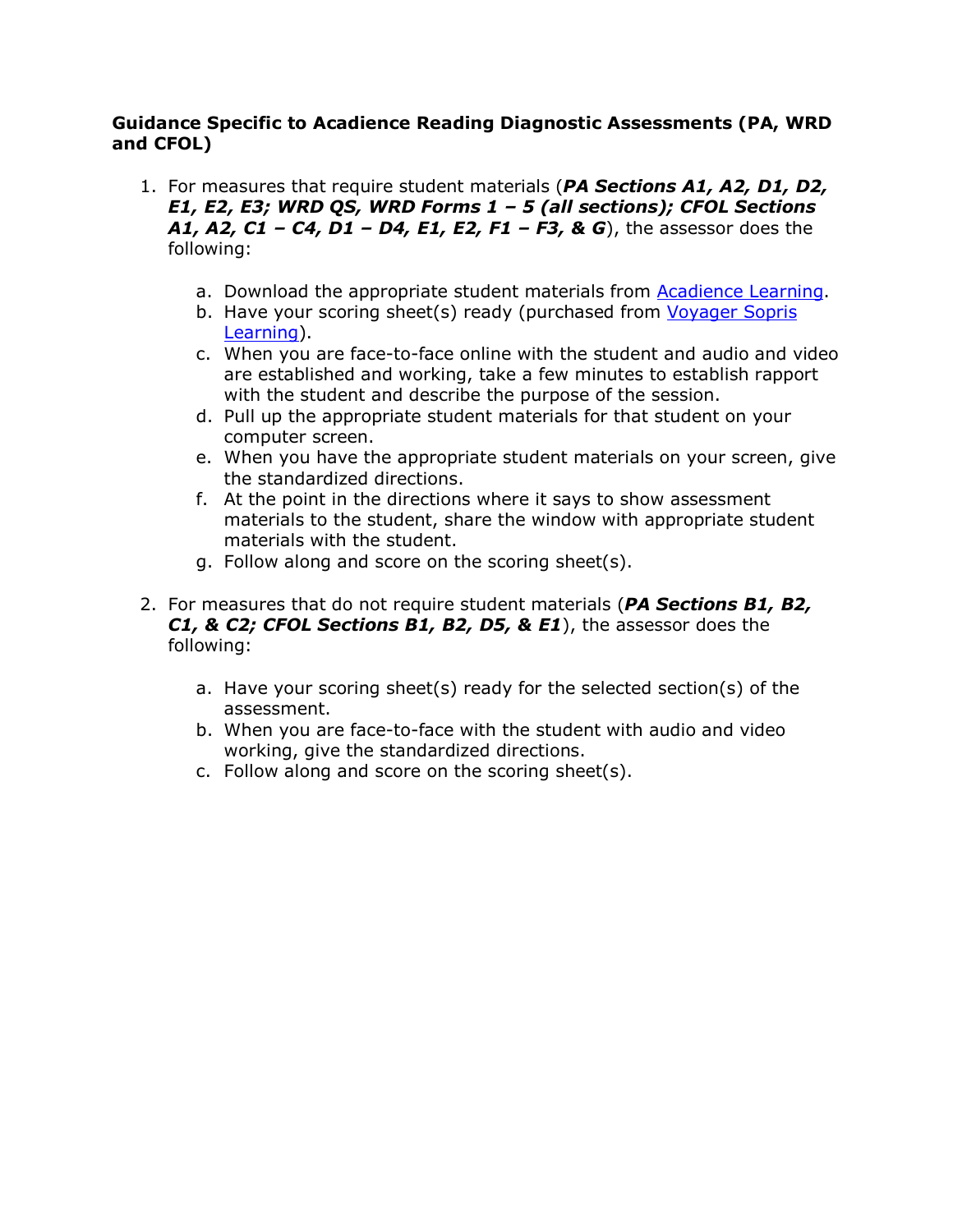**Guidance Specific to Acadience Reading Diagnostic Assessments (PA, WRD and CFOL)**

1. For measures that require student materials (***PA Sections A1, A2, D1, D2, E1, E2, E3; WRD QS, WRD Forms 1 – 5 (all sections); CFOL Sections A1, A2, C1 – C4, D1 – D4, E1, E2, F1 – F3, & G***), the assessor does the following:

    a. Download the appropriate student materials from Acadience Learning.
    b. Have your scoring sheet(s) ready (purchased from Voyager Sopris Learning).
    c. When you are face-to-face online with the student and audio and video are established and working, take a few minutes to establish rapport with the student and describe the purpose of the session.
    d. Pull up the appropriate student materials for that student on your computer screen.
    e. When you have the appropriate student materials on your screen, give the standardized directions.
    f. At the point in the directions where it says to show assessment materials to the student, share the window with appropriate student materials with the student.
    g. Follow along and score on the scoring sheet(s).

2. For measures that do not require student materials (***PA Sections B1, B2, C1, & C2; CFOL Sections B1, B2, D5, & E1***), the assessor does the following:

    a. Have your scoring sheet(s) ready for the selected section(s) of the assessment.
    b. When you are face-to-face with the student with audio and video working, give the standardized directions.
    c. Follow along and score on the scoring sheet(s).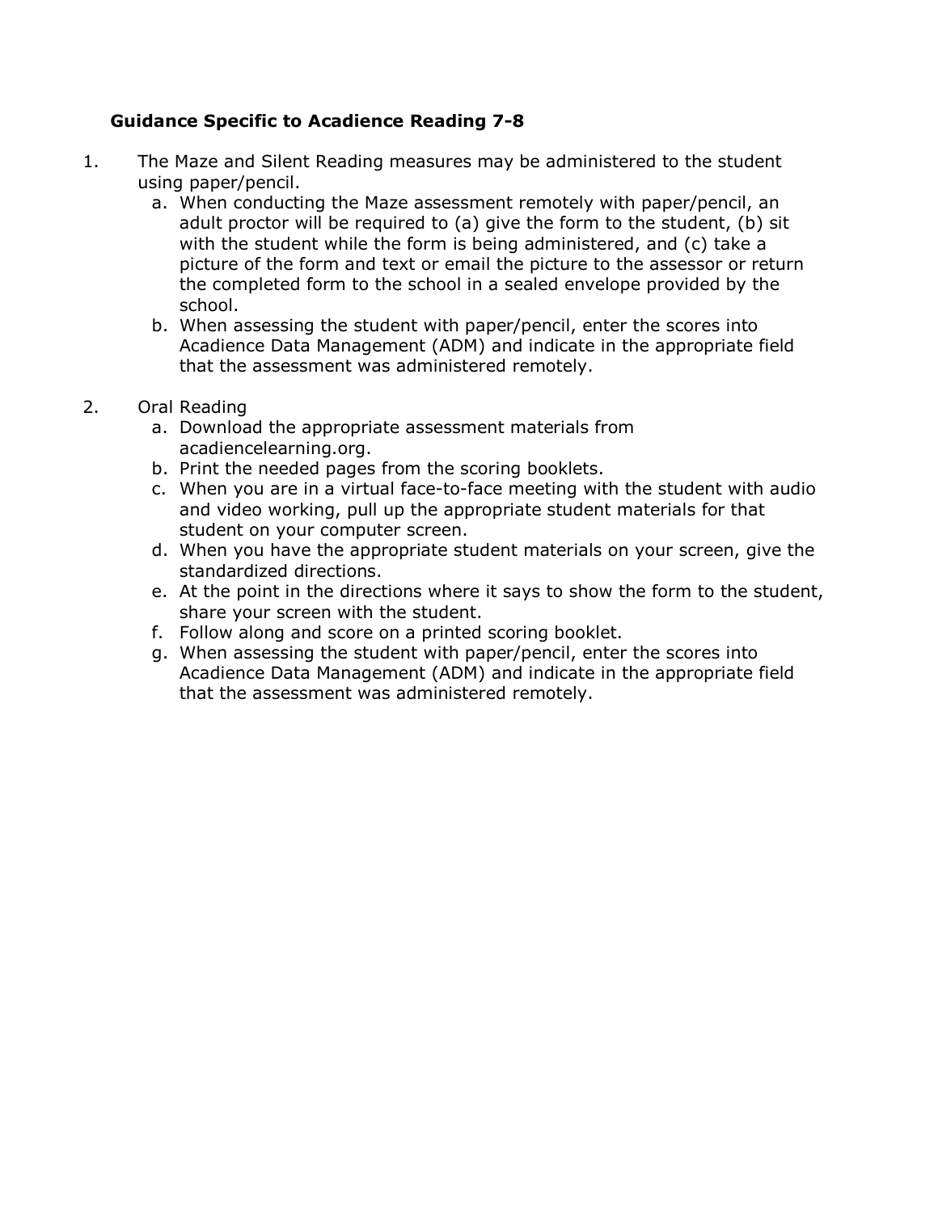**Guidance Specific to Acadience Reading 7-8**

1. The Maze and Silent Reading measures may be administered to the student using paper/pencil.
   a. When conducting the Maze assessment remotely with paper/pencil, an adult proctor will be required to (a) give the form to the student, (b) sit with the student while the form is being administered, and (c) take a picture of the form and text or email the picture to the assessor or return the completed form to the school in a sealed envelope provided by the school.
   b. When assessing the student with paper/pencil, enter the scores into Acadience Data Management (ADM) and indicate in the appropriate field that the assessment was administered remotely.

2. Oral Reading
   a. Download the appropriate assessment materials from acadiencelearning.org.
   b. Print the needed pages from the scoring booklets.
   c. When you are in a virtual face-to-face meeting with the student with audio and video working, pull up the appropriate student materials for that student on your computer screen.
   d. When you have the appropriate student materials on your screen, give the standardized directions.
   e. At the point in the directions where it says to show the form to the student, share your screen with the student.
   f. Follow along and score on a printed scoring booklet.
   g. When assessing the student with paper/pencil, enter the scores into Acadience Data Management (ADM) and indicate in the appropriate field that the assessment was administered remotely.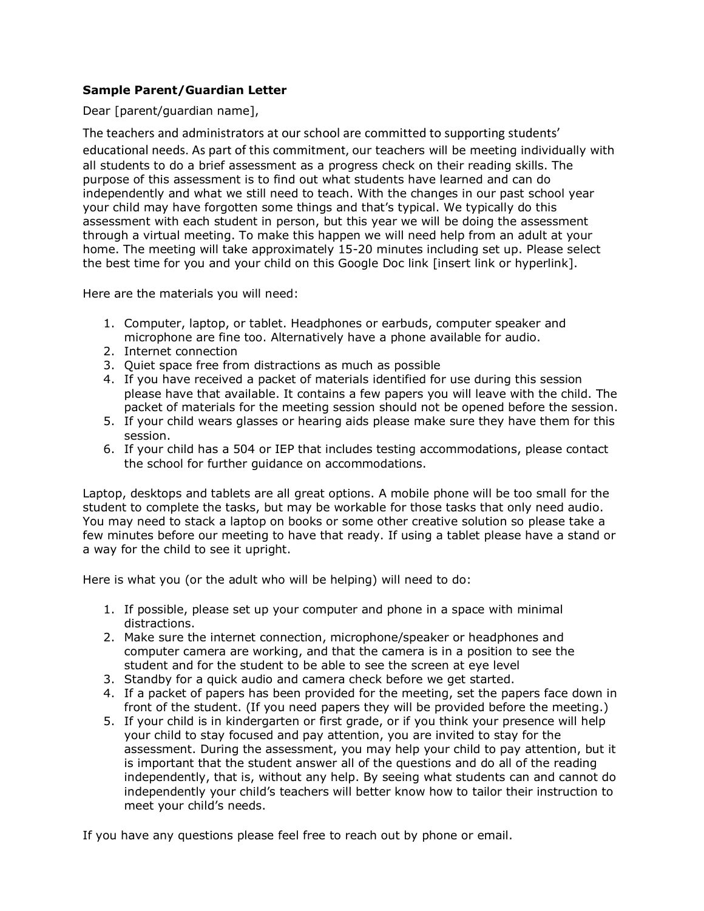**Sample Parent/Guardian Letter**

Dear [parent/guardian name],

The teachers and administrators at our school are committed to supporting students' educational needs. As part of this commitment, our teachers will be meeting individually with all students to do a brief assessment as a progress check on their reading skills. The purpose of this assessment is to find out what students have learned and can do independently and what we still need to teach. With the changes in our past school year your child may have forgotten some things and that's typical. We typically do this assessment with each student in person, but this year we will be doing the assessment through a virtual meeting. To make this happen we will need help from an adult at your home. The meeting will take approximately 15-20 minutes including set up. Please select the best time for you and your child on this Google Doc link [insert link or hyperlink].

Here are the materials you will need:

1. Computer, laptop, or tablet. Headphones or earbuds, computer speaker and microphone are fine too. Alternatively have a phone available for audio.
2. Internet connection
3. Quiet space free from distractions as much as possible
4. If you have received a packet of materials identified for use during this session please have that available. It contains a few papers you will leave with the child. The packet of materials for the meeting session should not be opened before the session.
5. If your child wears glasses or hearing aids please make sure they have them for this session.
6. If your child has a 504 or IEP that includes testing accommodations, please contact the school for further guidance on accommodations.

Laptop, desktops and tablets are all great options. A mobile phone will be too small for the student to complete the tasks, but may be workable for those tasks that only need audio. You may need to stack a laptop on books or some other creative solution so please take a few minutes before our meeting to have that ready. If using a tablet please have a stand or a way for the child to see it upright.

Here is what you (or the adult who will be helping) will need to do:

1. If possible, please set up your computer and phone in a space with minimal distractions.
2. Make sure the internet connection, microphone/speaker or headphones and computer camera are working, and that the camera is in a position to see the student and for the student to be able to see the screen at eye level
3. Standby for a quick audio and camera check before we get started.
4. If a packet of papers has been provided for the meeting, set the papers face down in front of the student. (If you need papers they will be provided before the meeting.)
5. If your child is in kindergarten or first grade, or if you think your presence will help your child to stay focused and pay attention, you are invited to stay for the assessment. During the assessment, you may help your child to pay attention, but it is important that the student answer all of the questions and do all of the reading independently, that is, without any help. By seeing what students can and cannot do independently your child's teachers will better know how to tailor their instruction to meet your child's needs.

If you have any questions please feel free to reach out by phone or email.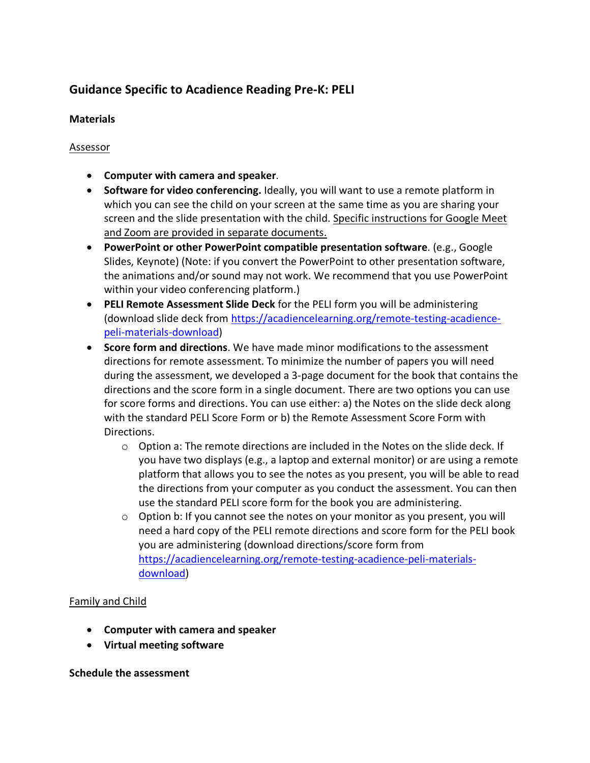## Guidance Specific to Acadience Reading Pre-K: PELI

### Materials

Assessor

- **Computer with camera and speaker**.
- **Software for video conferencing.** Ideally, you will want to use a remote platform in which you can see the child on your screen at the same time as you are sharing your screen and the slide presentation with the child. Specific instructions for Google Meet and Zoom are provided in separate documents.
- **PowerPoint or other PowerPoint compatible presentation software**. (e.g., Google Slides, Keynote) (Note: if you convert the PowerPoint to other presentation software, the animations and/or sound may not work. We recommend that you use PowerPoint within your video conferencing platform.)
- **PELI Remote Assessment Slide Deck** for the PELI form you will be administering (download slide deck from https://acadiencelearning.org/remote-testing-acadience-peli-materials-download)
- **Score form and directions**. We have made minor modifications to the assessment directions for remote assessment. To minimize the number of papers you will need during the assessment, we developed a 3-page document for the book that contains the directions and the score form in a single document. There are two options you can use for score forms and directions. You can use either: a) the Notes on the slide deck along with the standard PELI Score Form or b) the Remote Assessment Score Form with Directions.
    - Option a: The remote directions are included in the Notes on the slide deck. If you have two displays (e.g., a laptop and external monitor) or are using a remote platform that allows you to see the notes as you present, you will be able to read the directions from your computer as you conduct the assessment. You can then use the standard PELI score form for the book you are administering.
    - Option b: If you cannot see the notes on your monitor as you present, you will need a hard copy of the PELI remote directions and score form for the PELI book you are administering (download directions/score form from https://acadiencelearning.org/remote-testing-acadience-peli-materials-download)

Family and Child

- **Computer with camera and speaker**
- **Virtual meeting software**

### Schedule the assessment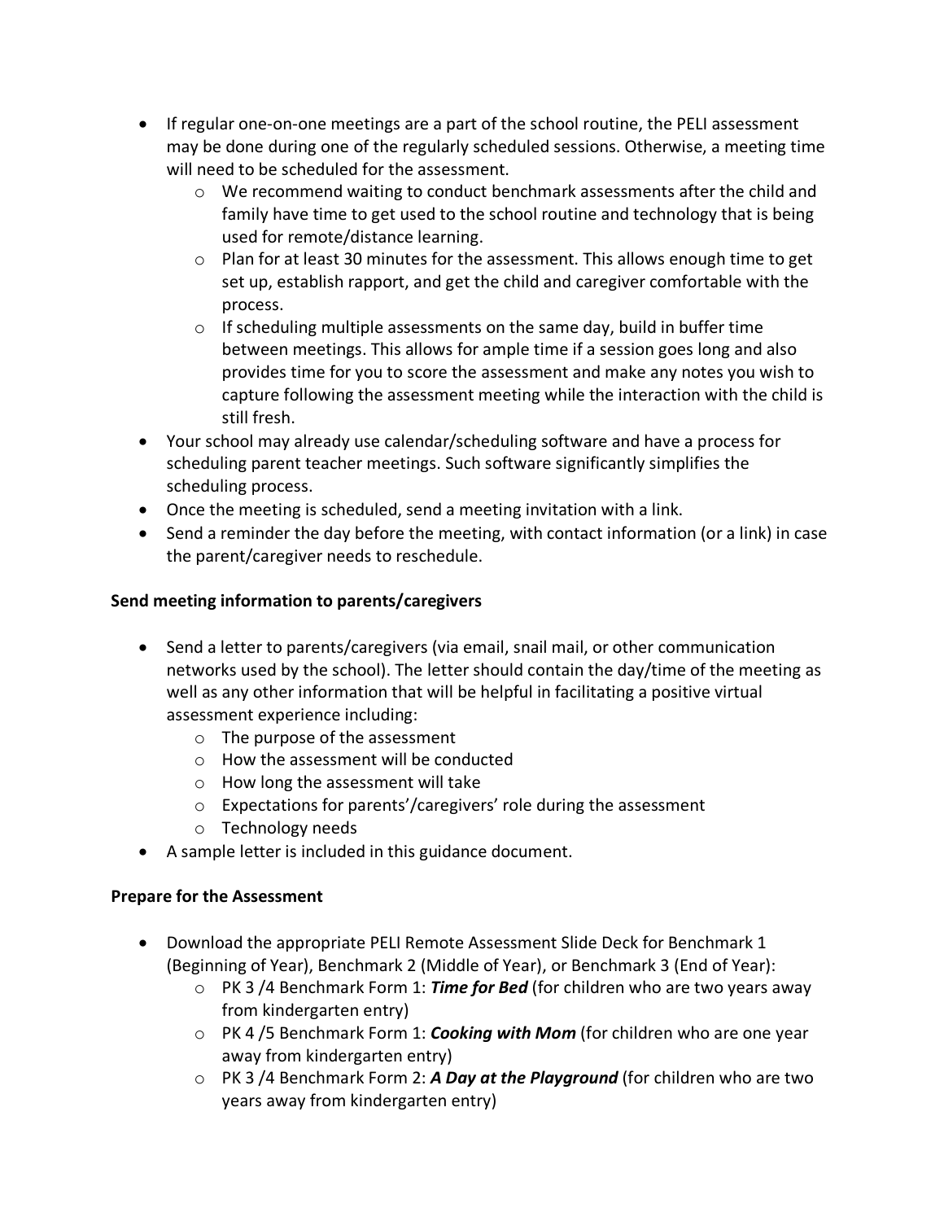- If regular one-on-one meetings are a part of the school routine, the PELI assessment may be done during one of the regularly scheduled sessions. Otherwise, a meeting time will need to be scheduled for the assessment.
  - We recommend waiting to conduct benchmark assessments after the child and family have time to get used to the school routine and technology that is being used for remote/distance learning.
  - Plan for at least 30 minutes for the assessment. This allows enough time to get set up, establish rapport, and get the child and caregiver comfortable with the process.
  - If scheduling multiple assessments on the same day, build in buffer time between meetings. This allows for ample time if a session goes long and also provides time for you to score the assessment and make any notes you wish to capture following the assessment meeting while the interaction with the child is still fresh.
- Your school may already use calendar/scheduling software and have a process for scheduling parent teacher meetings. Such software significantly simplifies the scheduling process.
- Once the meeting is scheduled, send a meeting invitation with a link.
- Send a reminder the day before the meeting, with contact information (or a link) in case the parent/caregiver needs to reschedule.

**Send meeting information to parents/caregivers**

- Send a letter to parents/caregivers (via email, snail mail, or other communication networks used by the school). The letter should contain the day/time of the meeting as well as any other information that will be helpful in facilitating a positive virtual assessment experience including:
  - The purpose of the assessment
  - How the assessment will be conducted
  - How long the assessment will take
  - Expectations for parents'/caregivers' role during the assessment
  - Technology needs
- A sample letter is included in this guidance document.

**Prepare for the Assessment**

- Download the appropriate PELI Remote Assessment Slide Deck for Benchmark 1 (Beginning of Year), Benchmark 2 (Middle of Year), or Benchmark 3 (End of Year):
  - PK 3 /4 Benchmark Form 1: ***Time for Bed*** (for children who are two years away from kindergarten entry)
  - PK 4 /5 Benchmark Form 1: ***Cooking with Mom*** (for children who are one year away from kindergarten entry)
  - PK 3 /4 Benchmark Form 2: ***A Day at the Playground*** (for children who are two years away from kindergarten entry)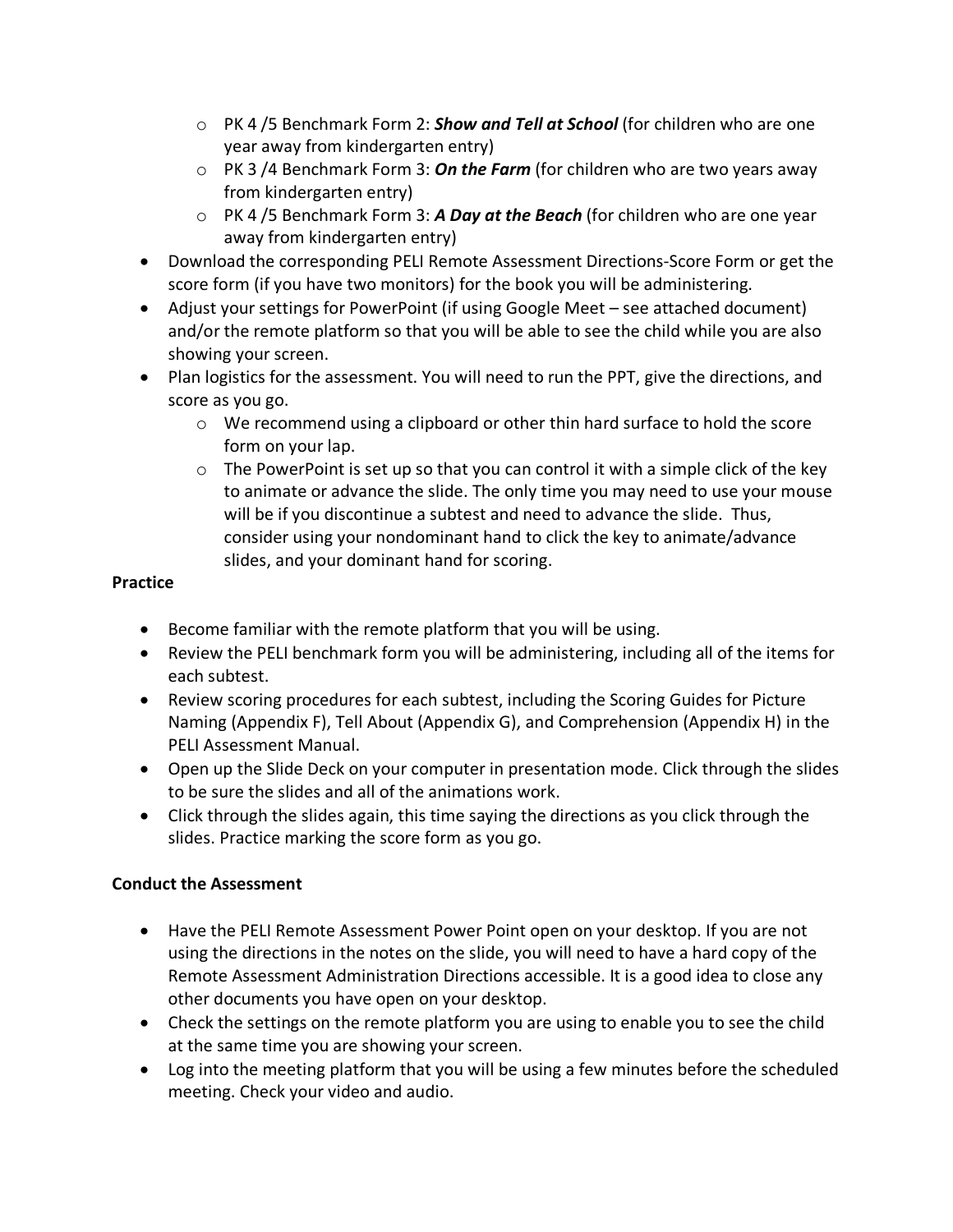- PK 4 /5 Benchmark Form 2: ***Show and Tell at School*** (for children who are one year away from kindergarten entry)
  - PK 3 /4 Benchmark Form 3: ***On the Farm*** (for children who are two years away from kindergarten entry)
  - PK 4 /5 Benchmark Form 3: ***A Day at the Beach*** (for children who are one year away from kindergarten entry)
- Download the corresponding PELI Remote Assessment Directions-Score Form or get the score form (if you have two monitors) for the book you will be administering.
- Adjust your settings for PowerPoint (if using Google Meet – see attached document) and/or the remote platform so that you will be able to see the child while you are also showing your screen.
- Plan logistics for the assessment. You will need to run the PPT, give the directions, and score as you go.
  - We recommend using a clipboard or other thin hard surface to hold the score form on your lap.
  - The PowerPoint is set up so that you can control it with a simple click of the key to animate or advance the slide. The only time you may need to use your mouse will be if you discontinue a subtest and need to advance the slide. Thus, consider using your nondominant hand to click the key to animate/advance slides, and your dominant hand for scoring.

**Practice**

- Become familiar with the remote platform that you will be using.
- Review the PELI benchmark form you will be administering, including all of the items for each subtest.
- Review scoring procedures for each subtest, including the Scoring Guides for Picture Naming (Appendix F), Tell About (Appendix G), and Comprehension (Appendix H) in the PELI Assessment Manual.
- Open up the Slide Deck on your computer in presentation mode. Click through the slides to be sure the slides and all of the animations work.
- Click through the slides again, this time saying the directions as you click through the slides. Practice marking the score form as you go.

**Conduct the Assessment**

- Have the PELI Remote Assessment Power Point open on your desktop. If you are not using the directions in the notes on the slide, you will need to have a hard copy of the Remote Assessment Administration Directions accessible. It is a good idea to close any other documents you have open on your desktop.
- Check the settings on the remote platform you are using to enable you to see the child at the same time you are showing your screen.
- Log into the meeting platform that you will be using a few minutes before the scheduled meeting. Check your video and audio.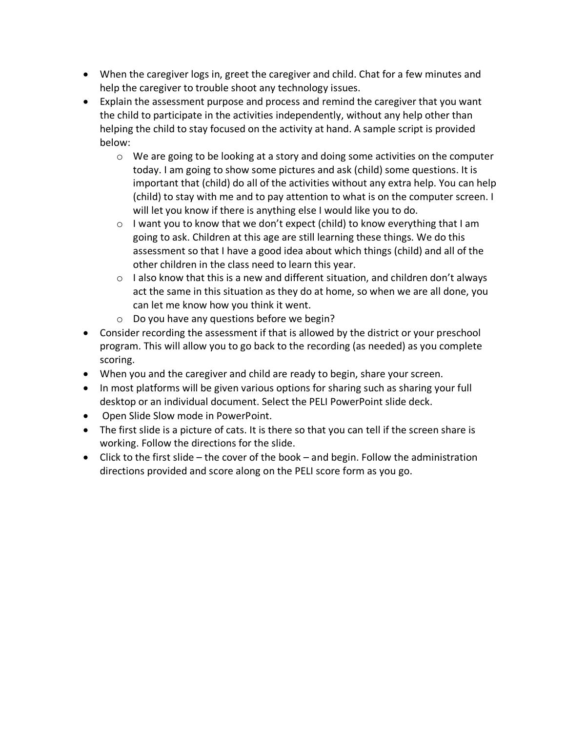- When the caregiver logs in, greet the caregiver and child. Chat for a few minutes and help the caregiver to trouble shoot any technology issues.
- Explain the assessment purpose and process and remind the caregiver that you want the child to participate in the activities independently, without any help other than helping the child to stay focused on the activity at hand. A sample script is provided below:
  - We are going to be looking at a story and doing some activities on the computer today. I am going to show some pictures and ask (child) some questions. It is important that (child) do all of the activities without any extra help. You can help (child) to stay with me and to pay attention to what is on the computer screen. I will let you know if there is anything else I would like you to do.
  - I want you to know that we don't expect (child) to know everything that I am going to ask. Children at this age are still learning these things. We do this assessment so that I have a good idea about which things (child) and all of the other children in the class need to learn this year.
  - I also know that this is a new and different situation, and children don't always act the same in this situation as they do at home, so when we are all done, you can let me know how you think it went.
  - Do you have any questions before we begin?
- Consider recording the assessment if that is allowed by the district or your preschool program. This will allow you to go back to the recording (as needed) as you complete scoring.
- When you and the caregiver and child are ready to begin, share your screen.
- In most platforms will be given various options for sharing such as sharing your full desktop or an individual document. Select the PELI PowerPoint slide deck.
- Open Slide Slow mode in PowerPoint.
- The first slide is a picture of cats. It is there so that you can tell if the screen share is working. Follow the directions for the slide.
- Click to the first slide – the cover of the book – and begin. Follow the administration directions provided and score along on the PELI score form as you go.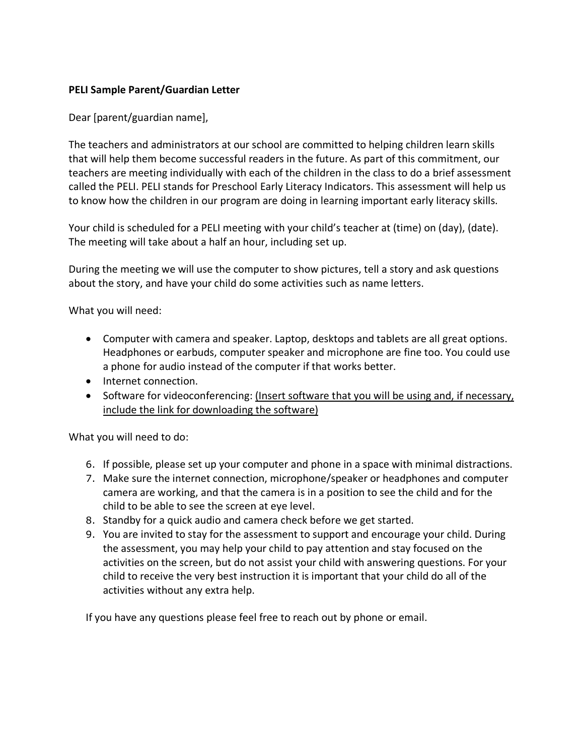**PELI Sample Parent/Guardian Letter**

Dear [parent/guardian name],

The teachers and administrators at our school are committed to helping children learn skills that will help them become successful readers in the future. As part of this commitment, our teachers are meeting individually with each of the children in the class to do a brief assessment called the PELI. PELI stands for Preschool Early Literacy Indicators. This assessment will help us to know how the children in our program are doing in learning important early literacy skills.

Your child is scheduled for a PELI meeting with your child's teacher at (time) on (day), (date). The meeting will take about a half an hour, including set up.

During the meeting we will use the computer to show pictures, tell a story and ask questions about the story, and have your child do some activities such as name letters.

What you will need:

- Computer with camera and speaker. Laptop, desktops and tablets are all great options. Headphones or earbuds, computer speaker and microphone are fine too. You could use a phone for audio instead of the computer if that works better.
- Internet connection.
- Software for videoconferencing: <u>(Insert software that you will be using and, if necessary, include the link for downloading the software)</u>

What you will need to do:

6. If possible, please set up your computer and phone in a space with minimal distractions.
7. Make sure the internet connection, microphone/speaker or headphones and computer camera are working, and that the camera is in a position to see the child and for the child to be able to see the screen at eye level.
8. Standby for a quick audio and camera check before we get started.
9. You are invited to stay for the assessment to support and encourage your child. During the assessment, you may help your child to pay attention and stay focused on the activities on the screen, but do not assist your child with answering questions. For your child to receive the very best instruction it is important that your child do all of the activities without any extra help.

If you have any questions please feel free to reach out by phone or email.